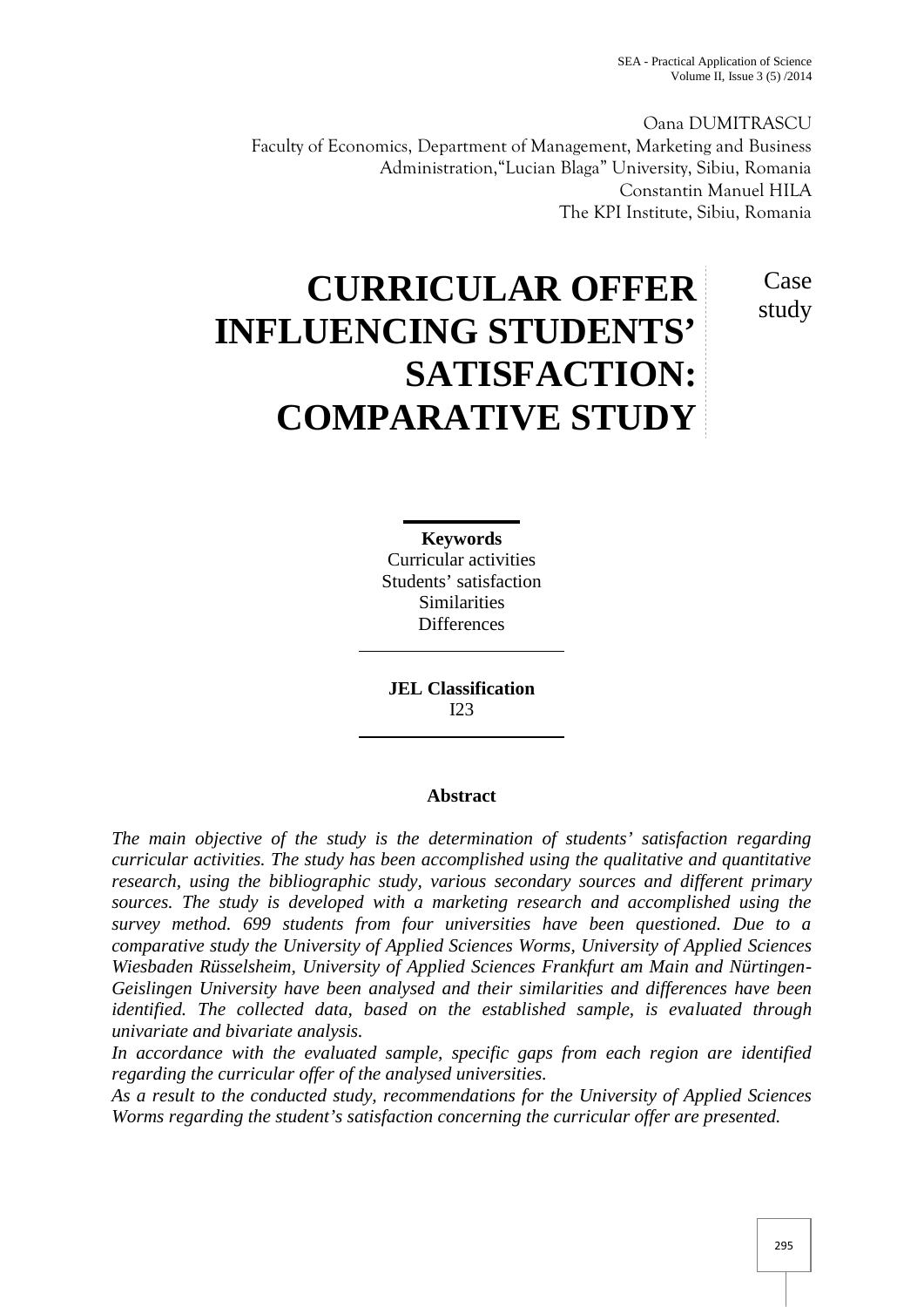Oana DUMITRASCU
Faculty of Economics, Department of Management, Marketing and Business Administration,"Lucian Blaga" University, Sibiu, Romania
Constantin Manuel HILA
The KPI Institute, Sibiu, Romania

# CURRICULAR OFFER INFLUENCING STUDENTS' SATISFACTION: COMPARATIVE STUDY

Case study

**Keywords**
Curricular activities
Students' satisfaction
Similarities
Differences

**JEL Classification**
I23

**Abstract**

*The main objective of the study is the determination of students' satisfaction regarding curricular activities. The study has been accomplished using the qualitative and quantitative research, using the bibliographic study, various secondary sources and different primary sources. The study is developed with a marketing research and accomplished using the survey method. 699 students from four universities have been questioned. Due to a comparative study the University of Applied Sciences Worms, University of Applied Sciences Wiesbaden Rüsselsheim, University of Applied Sciences Frankfurt am Main and Nürtingen-Geislingen University have been analysed and their similarities and differences have been identified. The collected data, based on the established sample, is evaluated through univariate and bivariate analysis.*

*In accordance with the evaluated sample, specific gaps from each region are identified regarding the curricular offer of the analysed universities.*

*As a result to the conducted study, recommendations for the University of Applied Sciences Worms regarding the student's satisfaction concerning the curricular offer are presented.*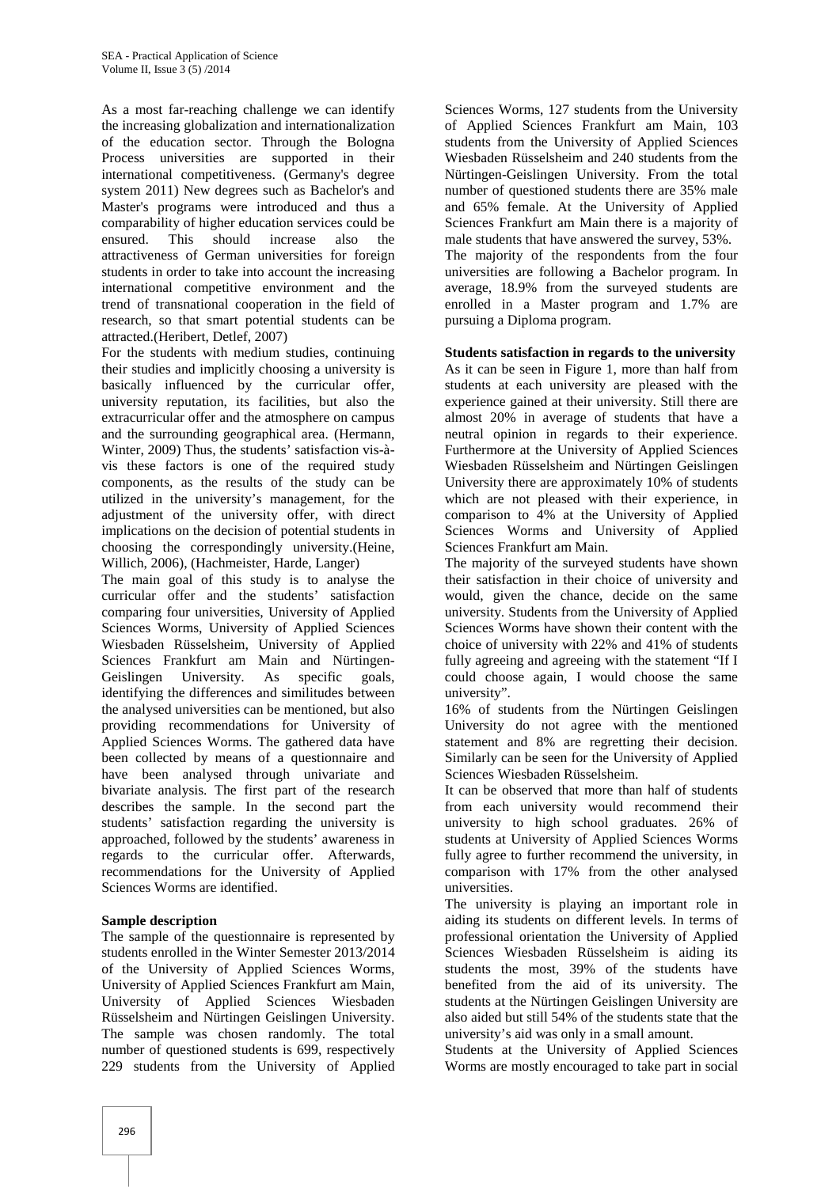As a most far-reaching challenge we can identify the increasing globalization and internationalization of the education sector. Through the Bologna Process universities are supported in their international competitiveness. (Germany's degree system 2011) New degrees such as Bachelor's and Master's programs were introduced and thus a comparability of higher education services could be ensured. This should increase also the attractiveness of German universities for foreign students in order to take into account the increasing international competitive environment and the trend of transnational cooperation in the field of research, so that smart potential students can be attracted.(Heribert, Detlef, 2007)

For the students with medium studies, continuing their studies and implicitly choosing a university is basically influenced by the curricular offer, university reputation, its facilities, but also the extracurricular offer and the atmosphere on campus and the surrounding geographical area. (Hermann, Winter, 2009) Thus, the students' satisfaction vis-à-vis these factors is one of the required study components, as the results of the study can be utilized in the university's management, for the adjustment of the university offer, with direct implications on the decision of potential students in choosing the correspondingly university.(Heine, Willich, 2006), (Hachmeister, Harde, Langer)

The main goal of this study is to analyse the curricular offer and the students' satisfaction comparing four universities, University of Applied Sciences Worms, University of Applied Sciences Wiesbaden Rüsselsheim, University of Applied Sciences Frankfurt am Main and Nürtingen-Geislingen University. As specific goals, identifying the differences and similitudes between the analysed universities can be mentioned, but also providing recommendations for University of Applied Sciences Worms. The gathered data have been collected by means of a questionnaire and have been analysed through univariate and bivariate analysis. The first part of the research describes the sample. In the second part the students' satisfaction regarding the university is approached, followed by the students' awareness in regards to the curricular offer. Afterwards, recommendations for the University of Applied Sciences Worms are identified.

**Sample description**

The sample of the questionnaire is represented by students enrolled in the Winter Semester 2013/2014 of the University of Applied Sciences Worms, University of Applied Sciences Frankfurt am Main, University of Applied Sciences Wiesbaden Rüsselsheim and Nürtingen Geislingen University. The sample was chosen randomly. The total number of questioned students is 699, respectively 229 students from the University of Applied Sciences Worms, 127 students from the University of Applied Sciences Frankfurt am Main, 103 students from the University of Applied Sciences Wiesbaden Rüsselsheim and 240 students from the Nürtingen-Geislingen University. From the total number of questioned students there are 35% male and 65% female. At the University of Applied Sciences Frankfurt am Main there is a majority of male students that have answered the survey, 53%.

The majority of the respondents from the four universities are following a Bachelor program. In average, 18.9% from the surveyed students are enrolled in a Master program and 1.7% are pursuing a Diploma program.

**Students satisfaction in regards to the university**

As it can be seen in Figure 1, more than half from students at each university are pleased with the experience gained at their university. Still there are almost 20% in average of students that have a neutral opinion in regards to their experience. Furthermore at the University of Applied Sciences Wiesbaden Rüsselsheim and Nürtingen Geislingen University there are approximately 10% of students which are not pleased with their experience, in comparison to 4% at the University of Applied Sciences Worms and University of Applied Sciences Frankfurt am Main.

The majority of the surveyed students have shown their satisfaction in their choice of university and would, given the chance, decide on the same university. Students from the University of Applied Sciences Worms have shown their content with the choice of university with 22% and 41% of students fully agreeing and agreeing with the statement "If I could choose again, I would choose the same university".

16% of students from the Nürtingen Geislingen University do not agree with the mentioned statement and 8% are regretting their decision. Similarly can be seen for the University of Applied Sciences Wiesbaden Rüsselsheim.

It can be observed that more than half of students from each university would recommend their university to high school graduates. 26% of students at University of Applied Sciences Worms fully agree to further recommend the university, in comparison with 17% from the other analysed universities.

The university is playing an important role in aiding its students on different levels. In terms of professional orientation the University of Applied Sciences Wiesbaden Rüsselsheim is aiding its students the most, 39% of the students have benefited from the aid of its university. The students at the Nürtingen Geislingen University are also aided but still 54% of the students state that the university's aid was only in a small amount.

Students at the University of Applied Sciences Worms are mostly encouraged to take part in social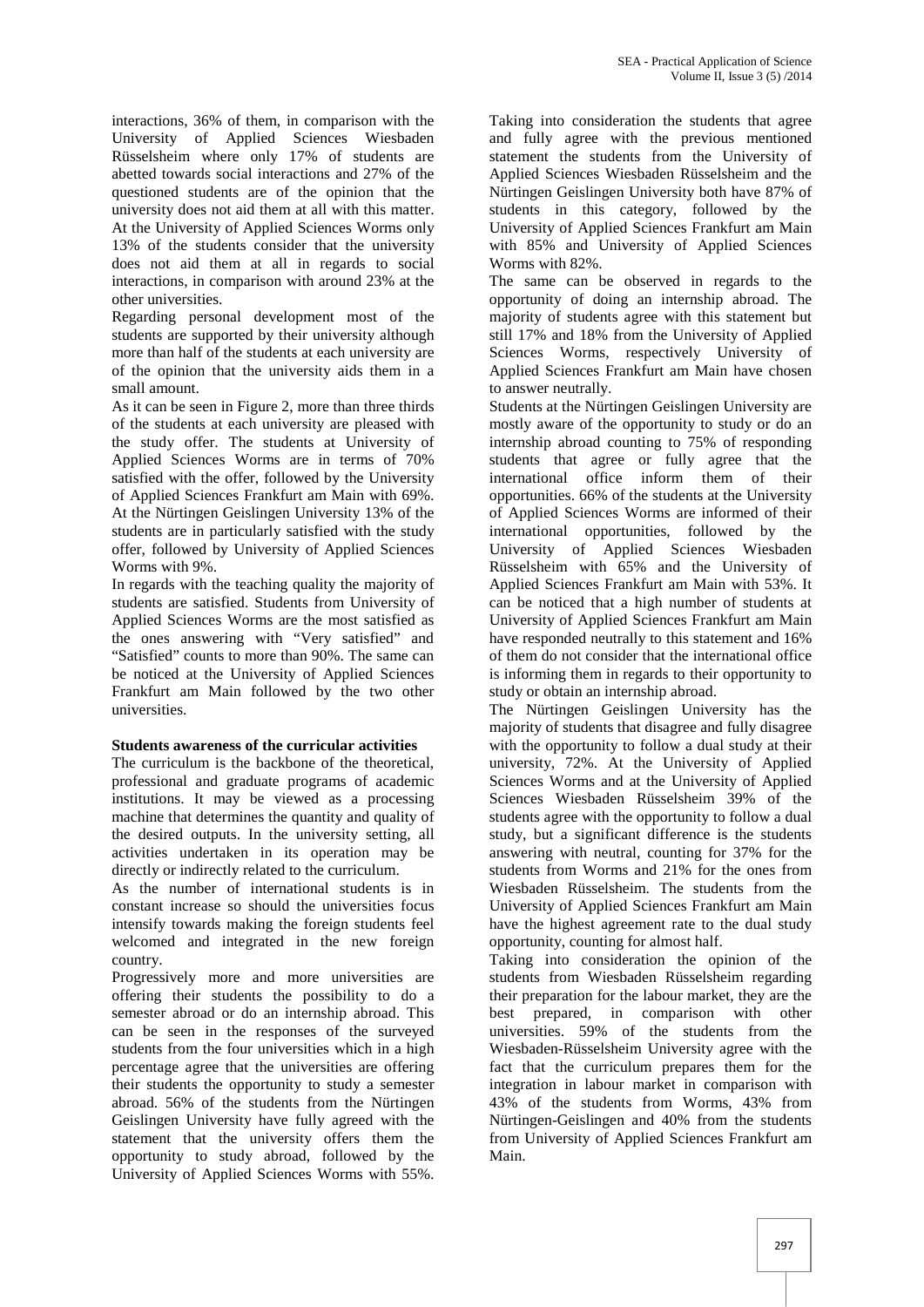interactions, 36% of them, in comparison with the University of Applied Sciences Wiesbaden Rüsselsheim where only 17% of students are abetted towards social interactions and 27% of the questioned students are of the opinion that the university does not aid them at all with this matter. At the University of Applied Sciences Worms only 13% of the students consider that the university does not aid them at all in regards to social interactions, in comparison with around 23% at the other universities.

Regarding personal development most of the students are supported by their university although more than half of the students at each university are of the opinion that the university aids them in a small amount.

As it can be seen in Figure 2, more than three thirds of the students at each university are pleased with the study offer. The students at University of Applied Sciences Worms are in terms of 70% satisfied with the offer, followed by the University of Applied Sciences Frankfurt am Main with 69%. At the Nürtingen Geislingen University 13% of the students are in particularly satisfied with the study offer, followed by University of Applied Sciences Worms with 9%.

In regards with the teaching quality the majority of students are satisfied. Students from University of Applied Sciences Worms are the most satisfied as the ones answering with "Very satisfied" and "Satisfied" counts to more than 90%. The same can be noticed at the University of Applied Sciences Frankfurt am Main followed by the two other universities.

**Students awareness of the curricular activities**

The curriculum is the backbone of the theoretical, professional and graduate programs of academic institutions. It may be viewed as a processing machine that determines the quantity and quality of the desired outputs. In the university setting, all activities undertaken in its operation may be directly or indirectly related to the curriculum.

As the number of international students is in constant increase so should the universities focus intensify towards making the foreign students feel welcomed and integrated in the new foreign country.

Progressively more and more universities are offering their students the possibility to do a semester abroad or do an internship abroad. This can be seen in the responses of the surveyed students from the four universities which in a high percentage agree that the universities are offering their students the opportunity to study a semester abroad. 56% of the students from the Nürtingen Geislingen University have fully agreed with the statement that the university offers them the opportunity to study abroad, followed by the University of Applied Sciences Worms with 55%.

Taking into consideration the students that agree and fully agree with the previous mentioned statement the students from the University of Applied Sciences Wiesbaden Rüsselsheim and the Nürtingen Geislingen University both have 87% of students in this category, followed by the University of Applied Sciences Frankfurt am Main with 85% and University of Applied Sciences Worms with 82%.

The same can be observed in regards to the opportunity of doing an internship abroad. The majority of students agree with this statement but still 17% and 18% from the University of Applied Sciences Worms, respectively University of Applied Sciences Frankfurt am Main have chosen to answer neutrally.

Students at the Nürtingen Geislingen University are mostly aware of the opportunity to study or do an internship abroad counting to 75% of responding students that agree or fully agree that the international office inform them of their opportunities. 66% of the students at the University of Applied Sciences Worms are informed of their international opportunities, followed by the University of Applied Sciences Wiesbaden Rüsselsheim with 65% and the University of Applied Sciences Frankfurt am Main with 53%. It can be noticed that a high number of students at University of Applied Sciences Frankfurt am Main have responded neutrally to this statement and 16% of them do not consider that the international office is informing them in regards to their opportunity to study or obtain an internship abroad.

The Nürtingen Geislingen University has the majority of students that disagree and fully disagree with the opportunity to follow a dual study at their university, 72%. At the University of Applied Sciences Worms and at the University of Applied Sciences Wiesbaden Rüsselsheim 39% of the students agree with the opportunity to follow a dual study, but a significant difference is the students answering with neutral, counting for 37% for the students from Worms and 21% for the ones from Wiesbaden Rüsselsheim. The students from the University of Applied Sciences Frankfurt am Main have the highest agreement rate to the dual study opportunity, counting for almost half.

Taking into consideration the opinion of the students from Wiesbaden Rüsselsheim regarding their preparation for the labour market, they are the best prepared, in comparison with other universities. 59% of the students from the Wiesbaden-Rüsselsheim University agree with the fact that the curriculum prepares them for the integration in labour market in comparison with 43% of the students from Worms, 43% from Nürtingen-Geislingen and 40% from the students from University of Applied Sciences Frankfurt am Main.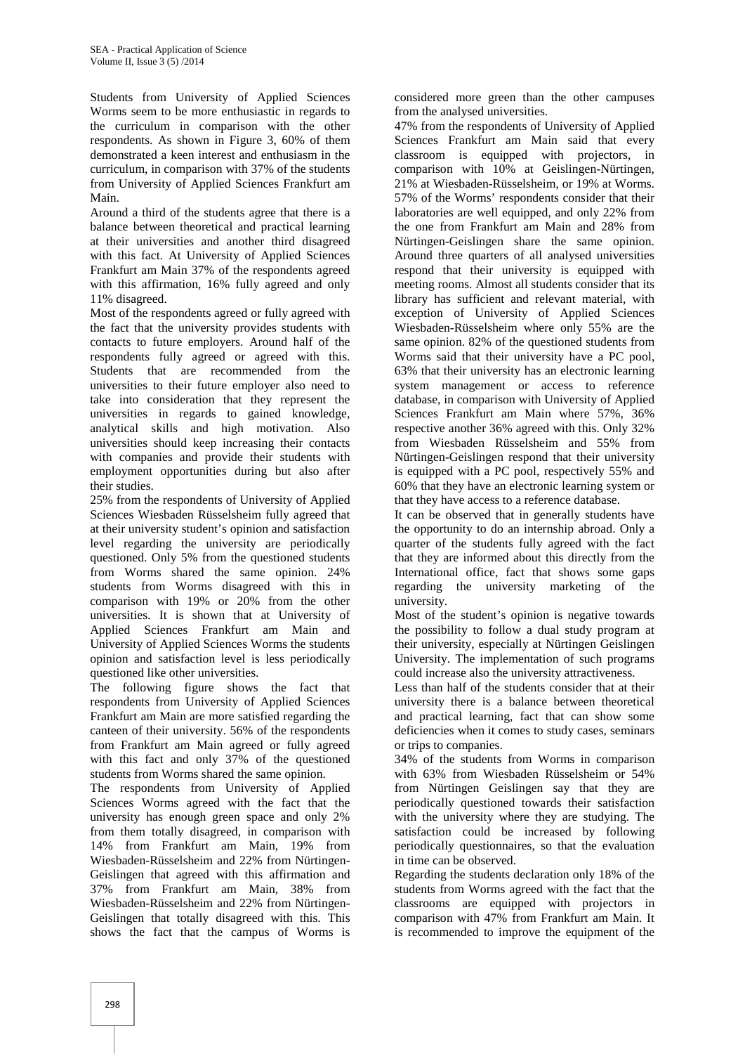Students from University of Applied Sciences Worms seem to be more enthusiastic in regards to the curriculum in comparison with the other respondents. As shown in Figure 3, 60% of them demonstrated a keen interest and enthusiasm in the curriculum, in comparison with 37% of the students from University of Applied Sciences Frankfurt am Main.

Around a third of the students agree that there is a balance between theoretical and practical learning at their universities and another third disagreed with this fact. At University of Applied Sciences Frankfurt am Main 37% of the respondents agreed with this affirmation, 16% fully agreed and only 11% disagreed.

Most of the respondents agreed or fully agreed with the fact that the university provides students with contacts to future employers. Around half of the respondents fully agreed or agreed with this. Students that are recommended from the universities to their future employer also need to take into consideration that they represent the universities in regards to gained knowledge, analytical skills and high motivation. Also universities should keep increasing their contacts with companies and provide their students with employment opportunities during but also after their studies.

25% from the respondents of University of Applied Sciences Wiesbaden Rüsselsheim fully agreed that at their university student's opinion and satisfaction level regarding the university are periodically questioned. Only 5% from the questioned students from Worms shared the same opinion. 24% students from Worms disagreed with this in comparison with 19% or 20% from the other universities. It is shown that at University of Applied Sciences Frankfurt am Main and University of Applied Sciences Worms the students opinion and satisfaction level is less periodically questioned like other universities.

The following figure shows the fact that respondents from University of Applied Sciences Frankfurt am Main are more satisfied regarding the canteen of their university. 56% of the respondents from Frankfurt am Main agreed or fully agreed with this fact and only 37% of the questioned students from Worms shared the same opinion.

The respondents from University of Applied Sciences Worms agreed with the fact that the university has enough green space and only 2% from them totally disagreed, in comparison with 14% from Frankfurt am Main, 19% from Wiesbaden-Rüsselsheim and 22% from Nürtingen-Geislingen that agreed with this affirmation and 37% from Frankfurt am Main, 38% from Wiesbaden-Rüsselsheim and 22% from Nürtingen-Geislingen that totally disagreed with this. This shows the fact that the campus of Worms is considered more green than the other campuses from the analysed universities.

47% from the respondents of University of Applied Sciences Frankfurt am Main said that every classroom is equipped with projectors, in comparison with 10% at Geislingen-Nürtingen, 21% at Wiesbaden-Rüsselsheim, or 19% at Worms. 57% of the Worms' respondents consider that their laboratories are well equipped, and only 22% from the one from Frankfurt am Main and 28% from Nürtingen-Geislingen share the same opinion. Around three quarters of all analysed universities respond that their university is equipped with meeting rooms. Almost all students consider that its library has sufficient and relevant material, with exception of University of Applied Sciences Wiesbaden-Rüsselsheim where only 55% are the same opinion. 82% of the questioned students from Worms said that their university have a PC pool, 63% that their university has an electronic learning system management or access to reference database, in comparison with University of Applied Sciences Frankfurt am Main where 57%, 36% respective another 36% agreed with this. Only 32% from Wiesbaden Rüsselsheim and 55% from Nürtingen-Geislingen respond that their university is equipped with a PC pool, respectively 55% and 60% that they have an electronic learning system or that they have access to a reference database.

It can be observed that in generally students have the opportunity to do an internship abroad. Only a quarter of the students fully agreed with the fact that they are informed about this directly from the International office, fact that shows some gaps regarding the university marketing of the university.

Most of the student's opinion is negative towards the possibility to follow a dual study program at their university, especially at Nürtingen Geislingen University. The implementation of such programs could increase also the university attractiveness.

Less than half of the students consider that at their university there is a balance between theoretical and practical learning, fact that can show some deficiencies when it comes to study cases, seminars or trips to companies.

34% of the students from Worms in comparison with 63% from Wiesbaden Rüsselsheim or 54% from Nürtingen Geislingen say that they are periodically questioned towards their satisfaction with the university where they are studying. The satisfaction could be increased by following periodically questionnaires, so that the evaluation in time can be observed.

Regarding the students declaration only 18% of the students from Worms agreed with the fact that the classrooms are equipped with projectors in comparison with 47% from Frankfurt am Main. It is recommended to improve the equipment of the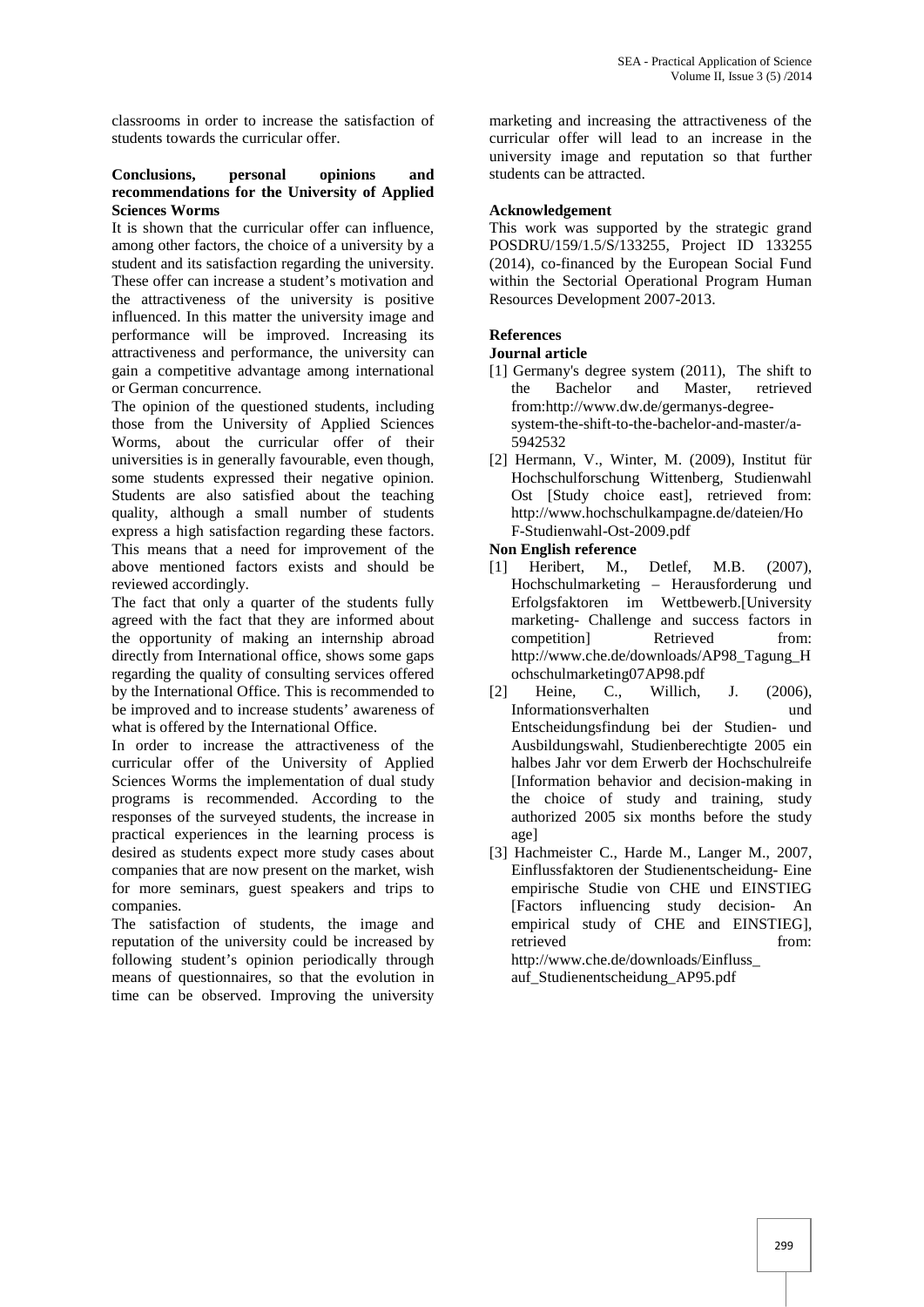classrooms in order to increase the satisfaction of students towards the curricular offer.

### Conclusions, personal opinions and recommendations for the University of Applied Sciences Worms

It is shown that the curricular offer can influence, among other factors, the choice of a university by a student and its satisfaction regarding the university. These offer can increase a student's motivation and the attractiveness of the university is positive influenced. In this matter the university image and performance will be improved. Increasing its attractiveness and performance, the university can gain a competitive advantage among international or German concurrence.

The opinion of the questioned students, including those from the University of Applied Sciences Worms, about the curricular offer of their universities is in generally favourable, even though, some students expressed their negative opinion. Students are also satisfied about the teaching quality, although a small number of students express a high satisfaction regarding these factors. This means that a need for improvement of the above mentioned factors exists and should be reviewed accordingly.

The fact that only a quarter of the students fully agreed with the fact that they are informed about the opportunity of making an internship abroad directly from International office, shows some gaps regarding the quality of consulting services offered by the International Office. This is recommended to be improved and to increase students' awareness of what is offered by the International Office.

In order to increase the attractiveness of the curricular offer of the University of Applied Sciences Worms the implementation of dual study programs is recommended. According to the responses of the surveyed students, the increase in practical experiences in the learning process is desired as students expect more study cases about companies that are now present on the market, wish for more seminars, guest speakers and trips to companies.

The satisfaction of students, the image and reputation of the university could be increased by following student's opinion periodically through means of questionnaires, so that the evolution in time can be observed. Improving the university marketing and increasing the attractiveness of the curricular offer will lead to an increase in the university image and reputation so that further students can be attracted.

### Acknowledgement

This work was supported by the strategic grand POSDRU/159/1.5/S/133255, Project ID 133255 (2014), co-financed by the European Social Fund within the Sectorial Operational Program Human Resources Development 2007-2013.

### References

**Journal article**

[1] Germany's degree system (2011), The shift to the Bachelor and Master, retrieved from:http://www.dw.de/germanys-degree-system-the-shift-to-the-bachelor-and-master/a-5942532

[2] Hermann, V., Winter, M. (2009), Institut für Hochschulforschung Wittenberg, Studienwahl Ost [Study choice east], retrieved from: http://www.hochschulkampagne.de/dateien/HoF-Studienwahl-Ost-2009.pdf

**Non English reference**

[1] Heribert, M., Detlef, M.B. (2007), Hochschulmarketing – Herausforderung und Erfolgsfaktoren im Wettbewerb.[University marketing- Challenge and success factors in competition] Retrieved from: http://www.che.de/downloads/AP98_Tagung_Hochschulmarketing07AP98.pdf

[2] Heine, C., Willich, J. (2006), Informationsverhalten und Entscheidungsfindung bei der Studien- und Ausbildungswahl, Studienberechtigte 2005 ein halbes Jahr vor dem Erwerb der Hochschulreife [Information behavior and decision-making in the choice of study and training, study authorized 2005 six months before the study age]

[3] Hachmeister C., Harde M., Langer M., 2007, Einflussfaktoren der Studienentscheidung- Eine empirische Studie von CHE und EINSTIEG [Factors influencing study decision- An empirical study of CHE and EINSTIEG], retrieved from: http://www.che.de/downloads/Einfluss_auf_Studienentscheidung_AP95.pdf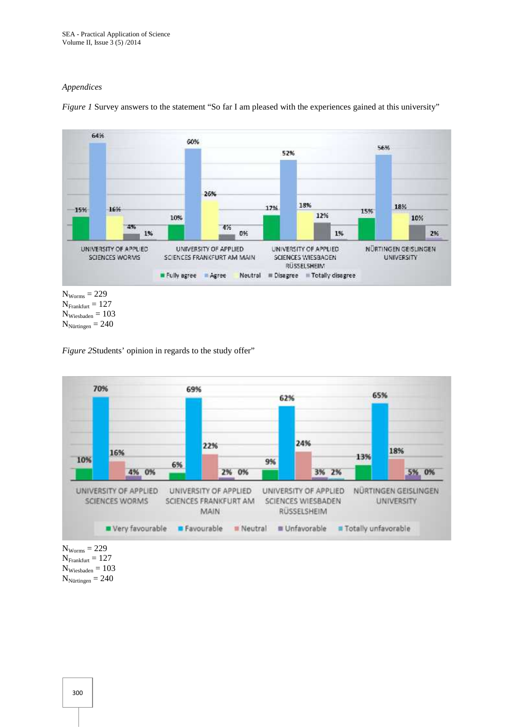*Appendices*

*Figure 1* Survey answers to the statement "So far I am pleased with the experiences gained at this university"

| | Fully agree | Agree | Neutral | Disagree | Totally disagree |
|---|---|---|---|---|---|
| UNIVERSITY OF APPLIED SCIENCES WORMS | 15% | 64% | 16% | 4% | 1% |
| UNIVERSITY OF APPLIED SCIENCES FRANKFURT AM MAIN | 10% | 60% | 26% | 4% | 0% |
| UNIVERSITY OF APPLIED SCIENCES WIESBADEN RÜSSELSHEIM | 17% | 52% | 18% | 12% | 1% |
| NÜRTINGEN GEISLINGEN UNIVERSITY | 15% | 56% | 18% | 10% | 2% |

$N_{Worms} = 229$
$N_{Frankfurt} = 127$
$N_{Wiesbaden} = 103$
$N_{Nürtingen} = 240$

*Figure 2*Students' opinion in regards to the study offer"

| | Very favourable | Favourable | Neutral | Unfavorable | Totally unfavorable |
|---|---|---|---|---|---|
| UNIVERSITY OF APPLIED SCIENCES WORMS | 10% | 70% | 16% | 4% | 0% |
| UNIVERSITY OF APPLIED SCIENCES FRANKFURT AM MAIN | 6% | 69% | 22% | 2% | 0% |
| UNIVERSITY OF APPLIED SCIENCES WIESBADEN RÜSSELSHEIM | 9% | 62% | 24% | 3% | 2% |
| NÜRTINGEN GEISLINGEN UNIVERSITY | 13% | 65% | 18% | 5% | 0% |

$N_{Worms} = 229$
$N_{Frankfurt} = 127$
$N_{Wiesbaden} = 103$
$N_{Nürtingen} = 240$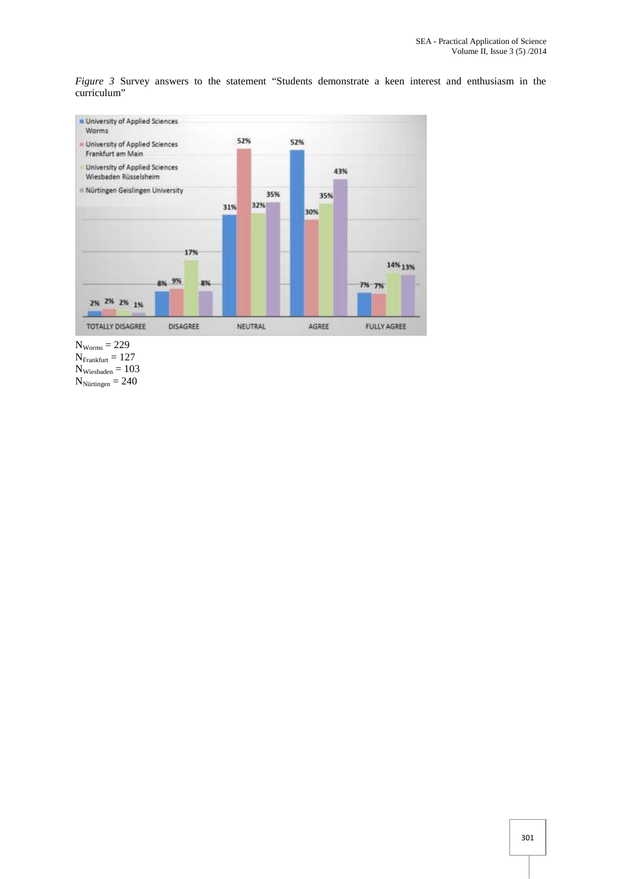*Figure 3* Survey answers to the statement "Students demonstrate a keen interest and enthusiasm in the curriculum"

$N_{Worms} = 229$
$N_{Frankfurt} = 127$
$N_{Wiesbaden} = 103$
$N_{Nürtingen} = 240$